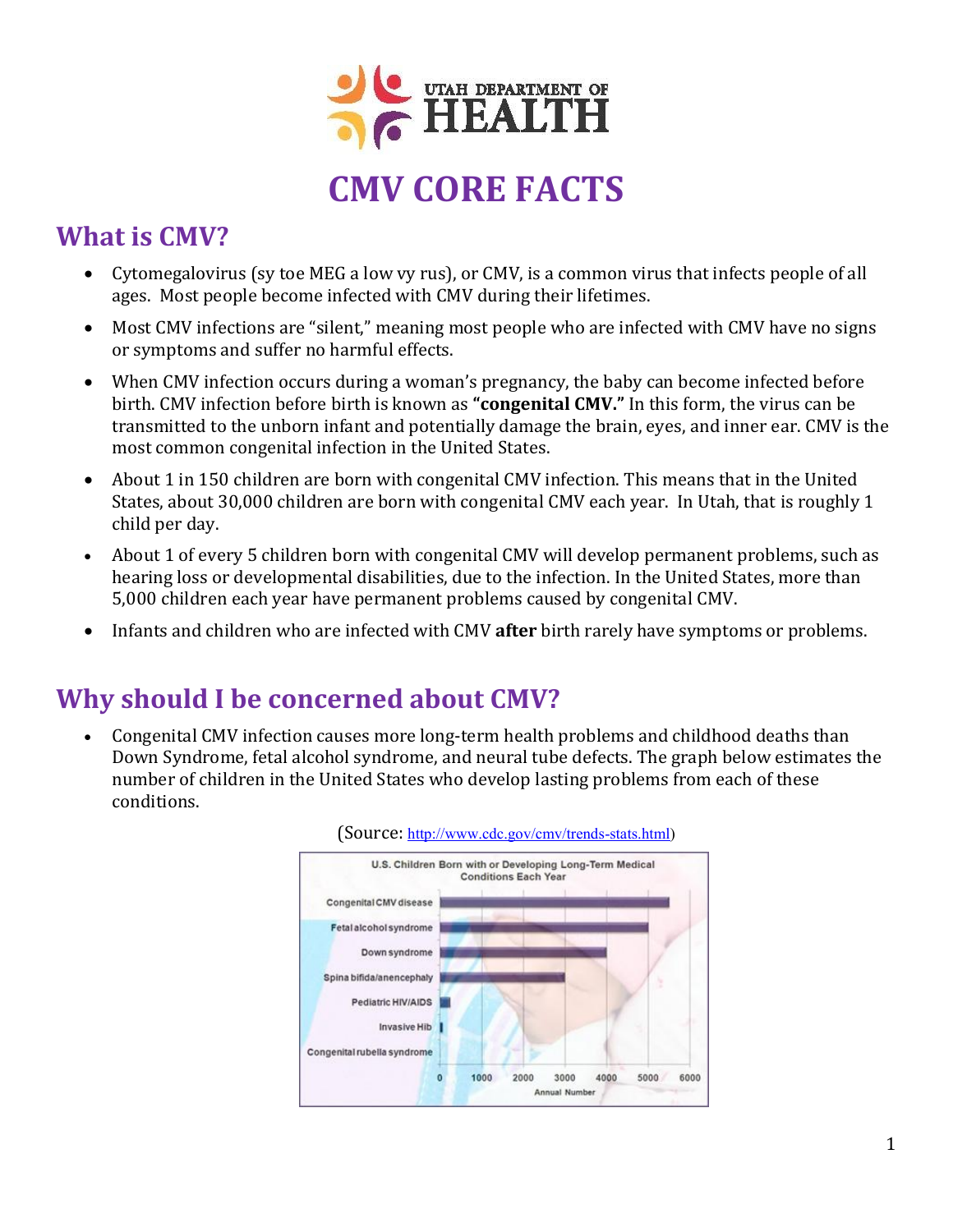UTAH DEPARTMENT OF HEALTH

# CMV CORE FACTS

## What is CMV?

- Cytomegalovirus (sy toe MEG a low vy rus), or CMV, is a common virus that infects people of all ages. Most people become infected with CMV during their lifetimes.
- Most CMV infections are "silent," meaning most people who are infected with CMV have no signs or symptoms and suffer no harmful effects.
- When CMV infection occurs during a woman's pregnancy, the baby can become infected before birth. CMV infection before birth is known as **"congenital CMV."** In this form, the virus can be transmitted to the unborn infant and potentially damage the brain, eyes, and inner ear. CMV is the most common congenital infection in the United States.
- About 1 in 150 children are born with congenital CMV infection. This means that in the United States, about 30,000 children are born with congenital CMV each year. In Utah, that is roughly 1 child per day.
- About 1 of every 5 children born with congenital CMV will develop permanent problems, such as hearing loss or developmental disabilities, due to the infection. In the United States, more than 5,000 children each year have permanent problems caused by congenital CMV.
- Infants and children who are infected with CMV **after** birth rarely have symptoms or problems.

## Why should I be concerned about CMV?

- Congenital CMV infection causes more long-term health problems and childhood deaths than Down Syndrome, fetal alcohol syndrome, and neural tube defects. The graph below estimates the number of children in the United States who develop lasting problems from each of these conditions.

(Source: http://www.cdc.gov/cmv/trends-stats.html)

U.S. Children Born with or Developing Long-Term Medical Conditions Each Year

- Congenital CMV disease
- Fetal alcohol syndrome
- Down syndrome
- Spina bifida/anencephaly
- Pediatric HIV/AIDS
- Invasive Hib
- Congenital rubella syndrome

Annual Number (axis: 0, 1000, 2000, 3000, 4000, 5000, 6000)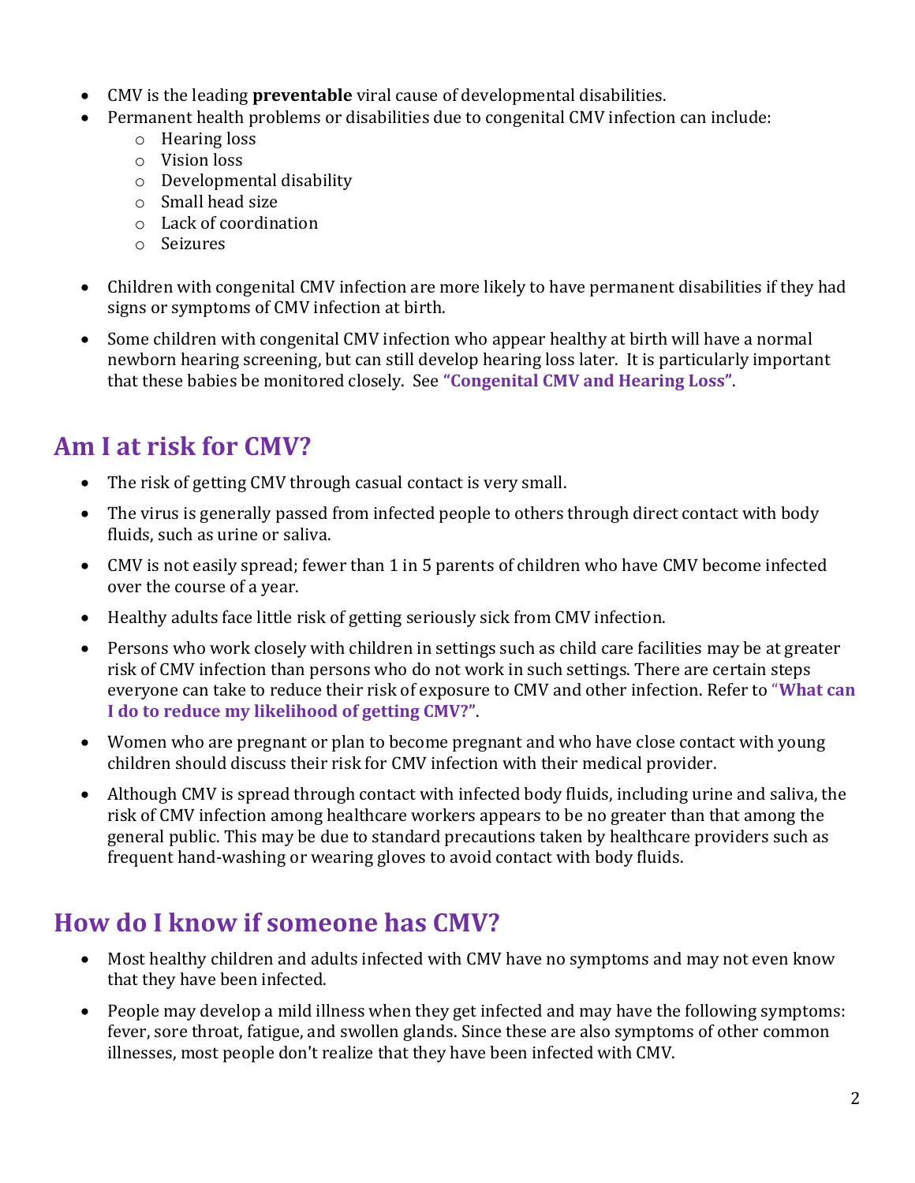- CMV is the leading **preventable** viral cause of developmental disabilities.
- Permanent health problems or disabilities due to congenital CMV infection can include:
    - Hearing loss
    - Vision loss
    - Developmental disability
    - Small head size
    - Lack of coordination
    - Seizures

- Children with congenital CMV infection are more likely to have permanent disabilities if they had signs or symptoms of CMV infection at birth.

- Some children with congenital CMV infection who appear healthy at birth will have a normal newborn hearing screening, but can still develop hearing loss later. It is particularly important that these babies be monitored closely. See **"Congenital CMV and Hearing Loss"**.

## Am I at risk for CMV?

- The risk of getting CMV through casual contact is very small.

- The virus is generally passed from infected people to others through direct contact with body fluids, such as urine or saliva.

- CMV is not easily spread; fewer than 1 in 5 parents of children who have CMV become infected over the course of a year.

- Healthy adults face little risk of getting seriously sick from CMV infection.

- Persons who work closely with children in settings such as child care facilities may be at greater risk of CMV infection than persons who do not work in such settings. There are certain steps everyone can take to reduce their risk of exposure to CMV and other infection. Refer to "**What can I do to reduce my likelihood of getting CMV?"**.

- Women who are pregnant or plan to become pregnant and who have close contact with young children should discuss their risk for CMV infection with their medical provider.

- Although CMV is spread through contact with infected body fluids, including urine and saliva, the risk of CMV infection among healthcare workers appears to be no greater than that among the general public. This may be due to standard precautions taken by healthcare providers such as frequent hand-washing or wearing gloves to avoid contact with body fluids.

## How do I know if someone has CMV?

- Most healthy children and adults infected with CMV have no symptoms and may not even know that they have been infected.

- People may develop a mild illness when they get infected and may have the following symptoms: fever, sore throat, fatigue, and swollen glands. Since these are also symptoms of other common illnesses, most people don't realize that they have been infected with CMV.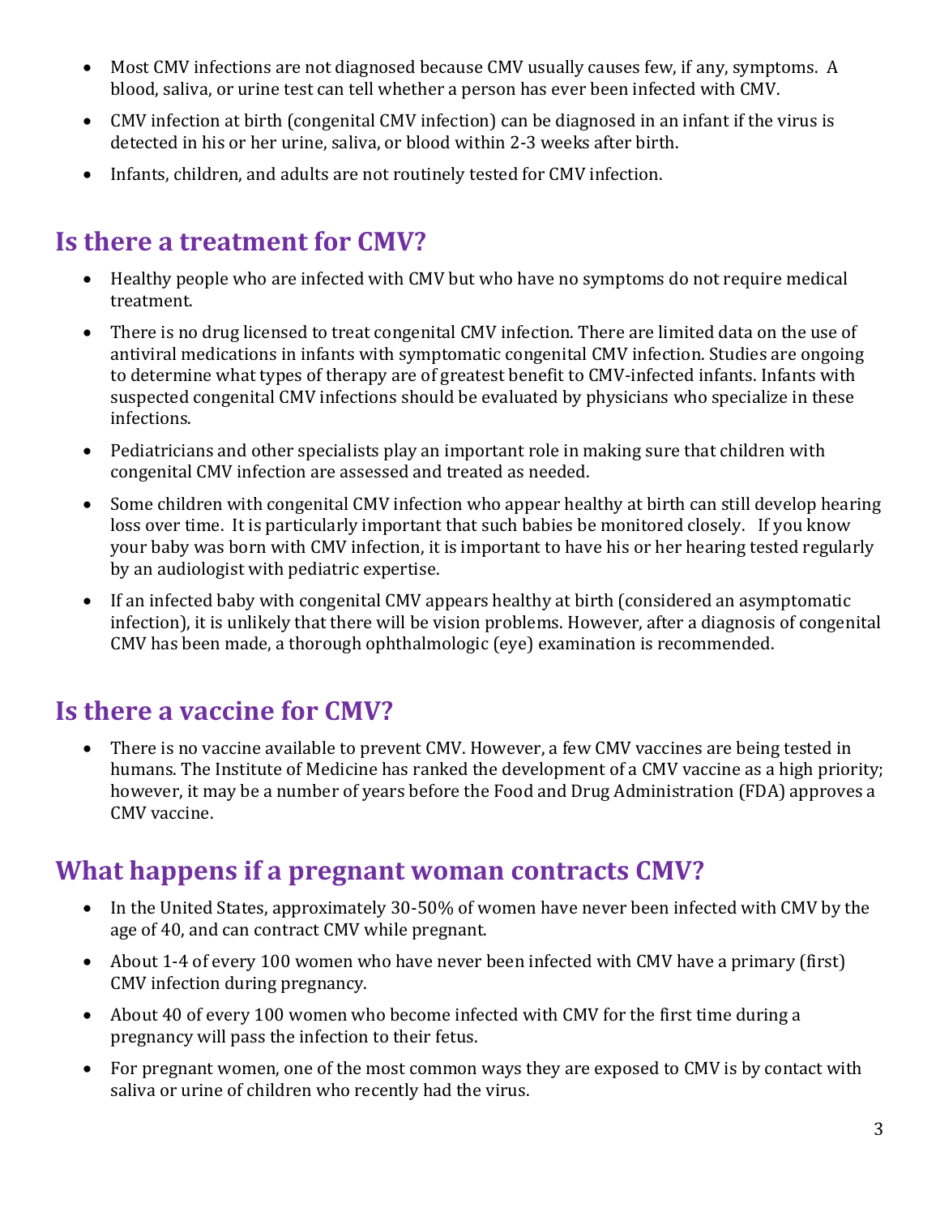- Most CMV infections are not diagnosed because CMV usually causes few, if any, symptoms. A blood, saliva, or urine test can tell whether a person has ever been infected with CMV.
- CMV infection at birth (congenital CMV infection) can be diagnosed in an infant if the virus is detected in his or her urine, saliva, or blood within 2-3 weeks after birth.
- Infants, children, and adults are not routinely tested for CMV infection.

## Is there a treatment for CMV?

- Healthy people who are infected with CMV but who have no symptoms do not require medical treatment.
- There is no drug licensed to treat congenital CMV infection. There are limited data on the use of antiviral medications in infants with symptomatic congenital CMV infection. Studies are ongoing to determine what types of therapy are of greatest benefit to CMV-infected infants. Infants with suspected congenital CMV infections should be evaluated by physicians who specialize in these infections.
- Pediatricians and other specialists play an important role in making sure that children with congenital CMV infection are assessed and treated as needed.
- Some children with congenital CMV infection who appear healthy at birth can still develop hearing loss over time. It is particularly important that such babies be monitored closely. If you know your baby was born with CMV infection, it is important to have his or her hearing tested regularly by an audiologist with pediatric expertise.
- If an infected baby with congenital CMV appears healthy at birth (considered an asymptomatic infection), it is unlikely that there will be vision problems. However, after a diagnosis of congenital CMV has been made, a thorough ophthalmologic (eye) examination is recommended.

## Is there a vaccine for CMV?

- There is no vaccine available to prevent CMV. However, a few CMV vaccines are being tested in humans. The Institute of Medicine has ranked the development of a CMV vaccine as a high priority; however, it may be a number of years before the Food and Drug Administration (FDA) approves a CMV vaccine.

## What happens if a pregnant woman contracts CMV?

- In the United States, approximately 30-50% of women have never been infected with CMV by the age of 40, and can contract CMV while pregnant.
- About 1-4 of every 100 women who have never been infected with CMV have a primary (first) CMV infection during pregnancy.
- About 40 of every 100 women who become infected with CMV for the first time during a pregnancy will pass the infection to their fetus.
- For pregnant women, one of the most common ways they are exposed to CMV is by contact with saliva or urine of children who recently had the virus.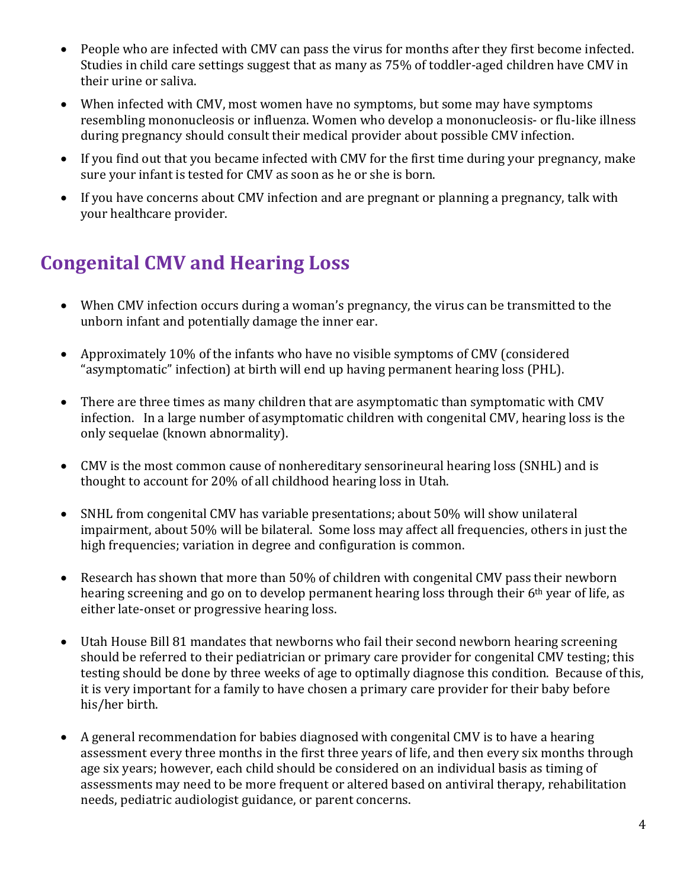- People who are infected with CMV can pass the virus for months after they first become infected. Studies in child care settings suggest that as many as 75% of toddler-aged children have CMV in their urine or saliva.
- When infected with CMV, most women have no symptoms, but some may have symptoms resembling mononucleosis or influenza. Women who develop a mononucleosis- or flu-like illness during pregnancy should consult their medical provider about possible CMV infection.
- If you find out that you became infected with CMV for the first time during your pregnancy, make sure your infant is tested for CMV as soon as he or she is born.
- If you have concerns about CMV infection and are pregnant or planning a pregnancy, talk with your healthcare provider.

## Congenital CMV and Hearing Loss

- When CMV infection occurs during a woman's pregnancy, the virus can be transmitted to the unborn infant and potentially damage the inner ear.
- Approximately 10% of the infants who have no visible symptoms of CMV (considered "asymptomatic" infection) at birth will end up having permanent hearing loss (PHL).
- There are three times as many children that are asymptomatic than symptomatic with CMV infection. In a large number of asymptomatic children with congenital CMV, hearing loss is the only sequelae (known abnormality).
- CMV is the most common cause of nonhereditary sensorineural hearing loss (SNHL) and is thought to account for 20% of all childhood hearing loss in Utah.
- SNHL from congenital CMV has variable presentations; about 50% will show unilateral impairment, about 50% will be bilateral. Some loss may affect all frequencies, others in just the high frequencies; variation in degree and configuration is common.
- Research has shown that more than 50% of children with congenital CMV pass their newborn hearing screening and go on to develop permanent hearing loss through their 6th year of life, as either late-onset or progressive hearing loss.
- Utah House Bill 81 mandates that newborns who fail their second newborn hearing screening should be referred to their pediatrician or primary care provider for congenital CMV testing; this testing should be done by three weeks of age to optimally diagnose this condition. Because of this, it is very important for a family to have chosen a primary care provider for their baby before his/her birth.
- A general recommendation for babies diagnosed with congenital CMV is to have a hearing assessment every three months in the first three years of life, and then every six months through age six years; however, each child should be considered on an individual basis as timing of assessments may need to be more frequent or altered based on antiviral therapy, rehabilitation needs, pediatric audiologist guidance, or parent concerns.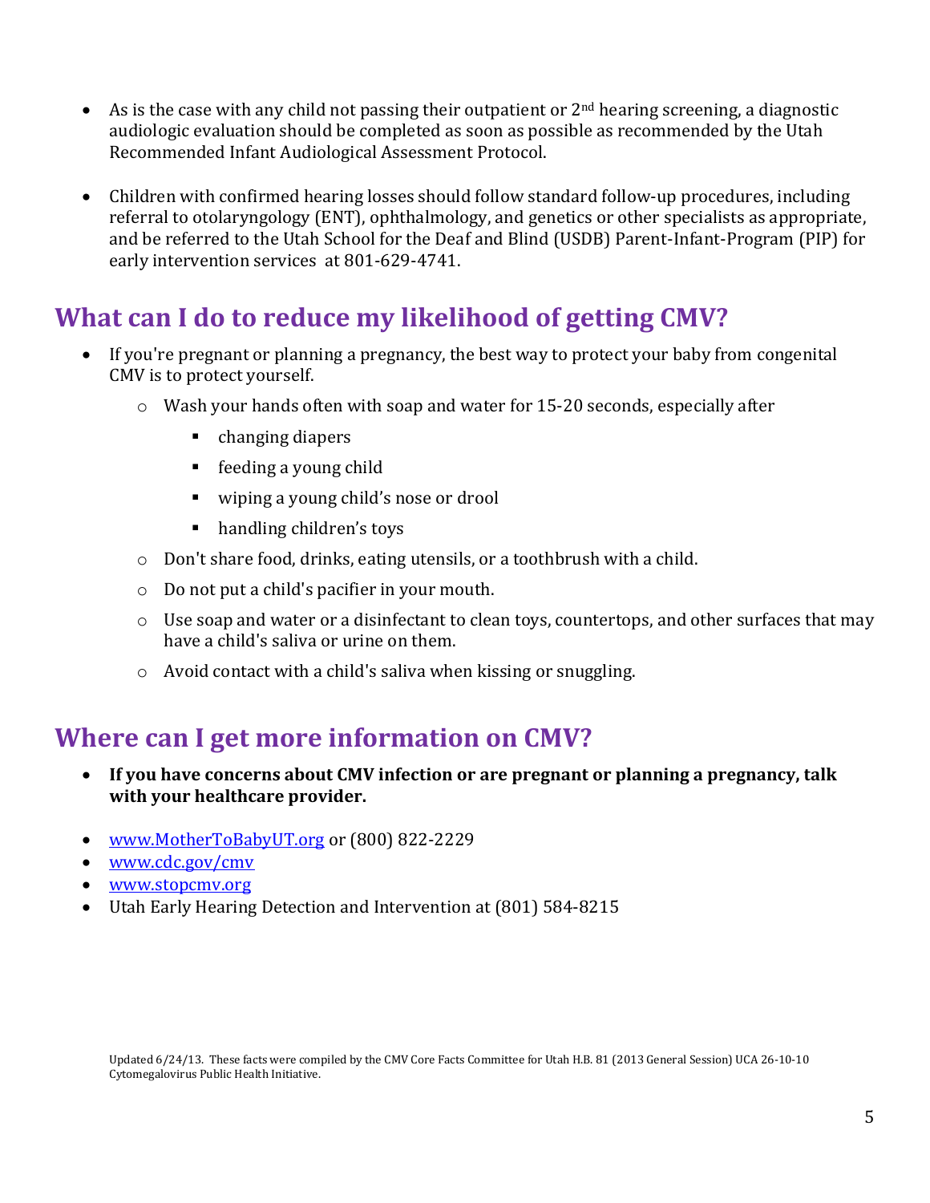- As is the case with any child not passing their outpatient or 2nd hearing screening, a diagnostic audiologic evaluation should be completed as soon as possible as recommended by the Utah Recommended Infant Audiological Assessment Protocol.

- Children with confirmed hearing losses should follow standard follow-up procedures, including referral to otolaryngology (ENT), ophthalmology, and genetics or other specialists as appropriate, and be referred to the Utah School for the Deaf and Blind (USDB) Parent-Infant-Program (PIP) for early intervention services at 801-629-4741.

## What can I do to reduce my likelihood of getting CMV?

- If you're pregnant or planning a pregnancy, the best way to protect your baby from congenital CMV is to protect yourself.
  - Wash your hands often with soap and water for 15-20 seconds, especially after
    - changing diapers
    - feeding a young child
    - wiping a young child's nose or drool
    - handling children's toys
  - Don't share food, drinks, eating utensils, or a toothbrush with a child.
  - Do not put a child's pacifier in your mouth.
  - Use soap and water or a disinfectant to clean toys, countertops, and other surfaces that may have a child's saliva or urine on them.
  - Avoid contact with a child's saliva when kissing or snuggling.

## Where can I get more information on CMV?

- **If you have concerns about CMV infection or are pregnant or planning a pregnancy, talk with your healthcare provider.**

- www.MotherToBabyUT.org or (800) 822-2229
- www.cdc.gov/cmv
- www.stopcmv.org
- Utah Early Hearing Detection and Intervention at (801) 584-8215

Updated 6/24/13. These facts were compiled by the CMV Core Facts Committee for Utah H.B. 81 (2013 General Session) UCA 26-10-10 Cytomegalovirus Public Health Initiative.